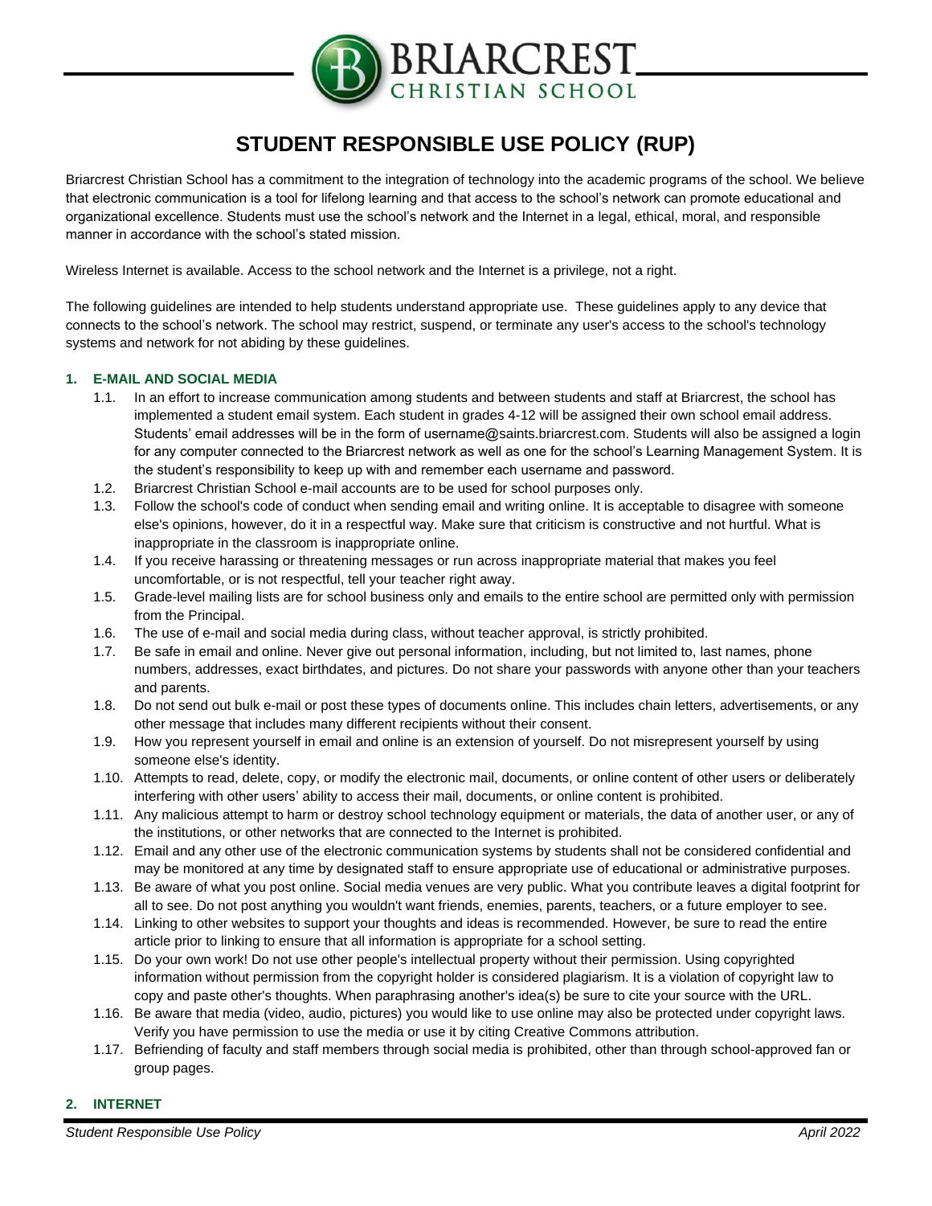BRIARCREST CHRISTIAN SCHOOL

# STUDENT RESPONSIBLE USE POLICY (RUP)

Briarcrest Christian School has a commitment to the integration of technology into the academic programs of the school. We believe that electronic communication is a tool for lifelong learning and that access to the school's network can promote educational and organizational excellence. Students must use the school's network and the Internet in a legal, ethical, moral, and responsible manner in accordance with the school's stated mission.

Wireless Internet is available. Access to the school network and the Internet is a privilege, not a right.

The following guidelines are intended to help students understand appropriate use. These guidelines apply to any device that connects to the school's network. The school may restrict, suspend, or terminate any user's access to the school's technology systems and network for not abiding by these guidelines.

## 1. E-MAIL AND SOCIAL MEDIA

1.1. In an effort to increase communication among students and between students and staff at Briarcrest, the school has implemented a student email system. Each student in grades 4-12 will be assigned their own school email address. Students' email addresses will be in the form of username@saints.briarcrest.com. Students will also be assigned a login for any computer connected to the Briarcrest network as well as one for the school's Learning Management System. It is the student's responsibility to keep up with and remember each username and password.

1.2. Briarcrest Christian School e-mail accounts are to be used for school purposes only.

1.3. Follow the school's code of conduct when sending email and writing online. It is acceptable to disagree with someone else's opinions, however, do it in a respectful way. Make sure that criticism is constructive and not hurtful. What is inappropriate in the classroom is inappropriate online.

1.4. If you receive harassing or threatening messages or run across inappropriate material that makes you feel uncomfortable, or is not respectful, tell your teacher right away.

1.5. Grade-level mailing lists are for school business only and emails to the entire school are permitted only with permission from the Principal.

1.6. The use of e-mail and social media during class, without teacher approval, is strictly prohibited.

1.7. Be safe in email and online. Never give out personal information, including, but not limited to, last names, phone numbers, addresses, exact birthdates, and pictures. Do not share your passwords with anyone other than your teachers and parents.

1.8. Do not send out bulk e-mail or post these types of documents online. This includes chain letters, advertisements, or any other message that includes many different recipients without their consent.

1.9. How you represent yourself in email and online is an extension of yourself. Do not misrepresent yourself by using someone else's identity.

1.10. Attempts to read, delete, copy, or modify the electronic mail, documents, or online content of other users or deliberately interfering with other users' ability to access their mail, documents, or online content is prohibited.

1.11. Any malicious attempt to harm or destroy school technology equipment or materials, the data of another user, or any of the institutions, or other networks that are connected to the Internet is prohibited.

1.12. Email and any other use of the electronic communication systems by students shall not be considered confidential and may be monitored at any time by designated staff to ensure appropriate use of educational or administrative purposes.

1.13. Be aware of what you post online. Social media venues are very public. What you contribute leaves a digital footprint for all to see. Do not post anything you wouldn't want friends, enemies, parents, teachers, or a future employer to see.

1.14. Linking to other websites to support your thoughts and ideas is recommended. However, be sure to read the entire article prior to linking to ensure that all information is appropriate for a school setting.

1.15. Do your own work! Do not use other people's intellectual property without their permission. Using copyrighted information without permission from the copyright holder is considered plagiarism. It is a violation of copyright law to copy and paste other's thoughts. When paraphrasing another's idea(s) be sure to cite your source with the URL.

1.16. Be aware that media (video, audio, pictures) you would like to use online may also be protected under copyright laws. Verify you have permission to use the media or use it by citing Creative Commons attribution.

1.17. Befriending of faculty and staff members through social media is prohibited, other than through school-approved fan or group pages.

## 2. INTERNET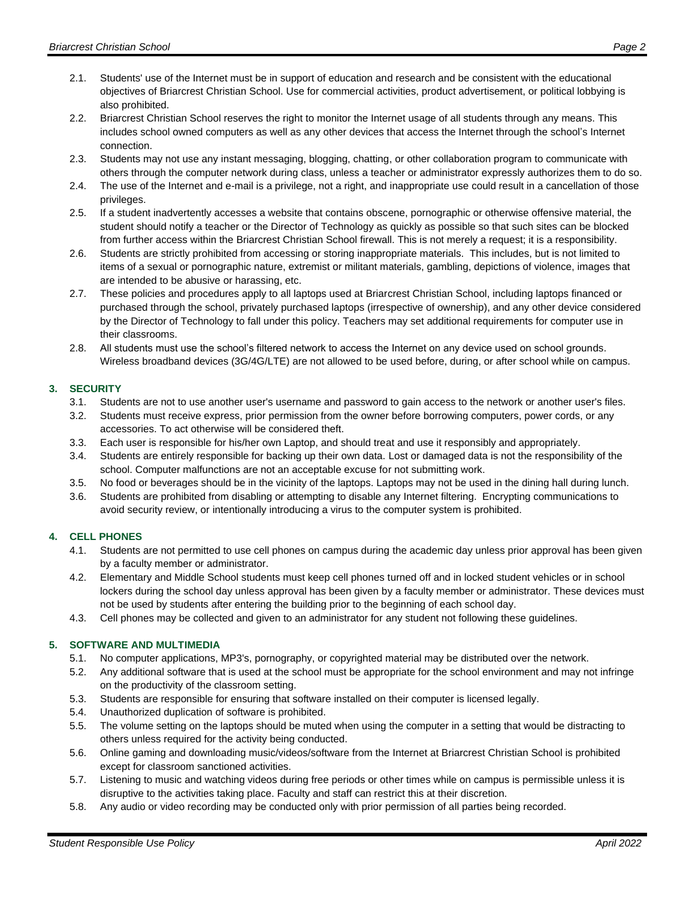2.1. Students' use of the Internet must be in support of education and research and be consistent with the educational objectives of Briarcrest Christian School. Use for commercial activities, product advertisement, or political lobbying is also prohibited.

2.2. Briarcrest Christian School reserves the right to monitor the Internet usage of all students through any means. This includes school owned computers as well as any other devices that access the Internet through the school's Internet connection.

2.3. Students may not use any instant messaging, blogging, chatting, or other collaboration program to communicate with others through the computer network during class, unless a teacher or administrator expressly authorizes them to do so.

2.4. The use of the Internet and e-mail is a privilege, not a right, and inappropriate use could result in a cancellation of those privileges.

2.5. If a student inadvertently accesses a website that contains obscene, pornographic or otherwise offensive material, the student should notify a teacher or the Director of Technology as quickly as possible so that such sites can be blocked from further access within the Briarcrest Christian School firewall. This is not merely a request; it is a responsibility.

2.6. Students are strictly prohibited from accessing or storing inappropriate materials. This includes, but is not limited to items of a sexual or pornographic nature, extremist or militant materials, gambling, depictions of violence, images that are intended to be abusive or harassing, etc.

2.7. These policies and procedures apply to all laptops used at Briarcrest Christian School, including laptops financed or purchased through the school, privately purchased laptops (irrespective of ownership), and any other device considered by the Director of Technology to fall under this policy. Teachers may set additional requirements for computer use in their classrooms.

2.8. All students must use the school's filtered network to access the Internet on any device used on school grounds. Wireless broadband devices (3G/4G/LTE) are not allowed to be used before, during, or after school while on campus.

## 3. SECURITY

3.1. Students are not to use another user's username and password to gain access to the network or another user's files.

3.2. Students must receive express, prior permission from the owner before borrowing computers, power cords, or any accessories. To act otherwise will be considered theft.

3.3. Each user is responsible for his/her own Laptop, and should treat and use it responsibly and appropriately.

3.4. Students are entirely responsible for backing up their own data. Lost or damaged data is not the responsibility of the school. Computer malfunctions are not an acceptable excuse for not submitting work.

3.5. No food or beverages should be in the vicinity of the laptops. Laptops may not be used in the dining hall during lunch.

3.6. Students are prohibited from disabling or attempting to disable any Internet filtering. Encrypting communications to avoid security review, or intentionally introducing a virus to the computer system is prohibited.

## 4. CELL PHONES

4.1. Students are not permitted to use cell phones on campus during the academic day unless prior approval has been given by a faculty member or administrator.

4.2. Elementary and Middle School students must keep cell phones turned off and in locked student vehicles or in school lockers during the school day unless approval has been given by a faculty member or administrator. These devices must not be used by students after entering the building prior to the beginning of each school day.

4.3. Cell phones may be collected and given to an administrator for any student not following these guidelines.

## 5. SOFTWARE AND MULTIMEDIA

5.1. No computer applications, MP3's, pornography, or copyrighted material may be distributed over the network.

5.2. Any additional software that is used at the school must be appropriate for the school environment and may not infringe on the productivity of the classroom setting.

5.3. Students are responsible for ensuring that software installed on their computer is licensed legally.

5.4. Unauthorized duplication of software is prohibited.

5.5. The volume setting on the laptops should be muted when using the computer in a setting that would be distracting to others unless required for the activity being conducted.

5.6. Online gaming and downloading music/videos/software from the Internet at Briarcrest Christian School is prohibited except for classroom sanctioned activities.

5.7. Listening to music and watching videos during free periods or other times while on campus is permissible unless it is disruptive to the activities taking place. Faculty and staff can restrict this at their discretion.

5.8. Any audio or video recording may be conducted only with prior permission of all parties being recorded.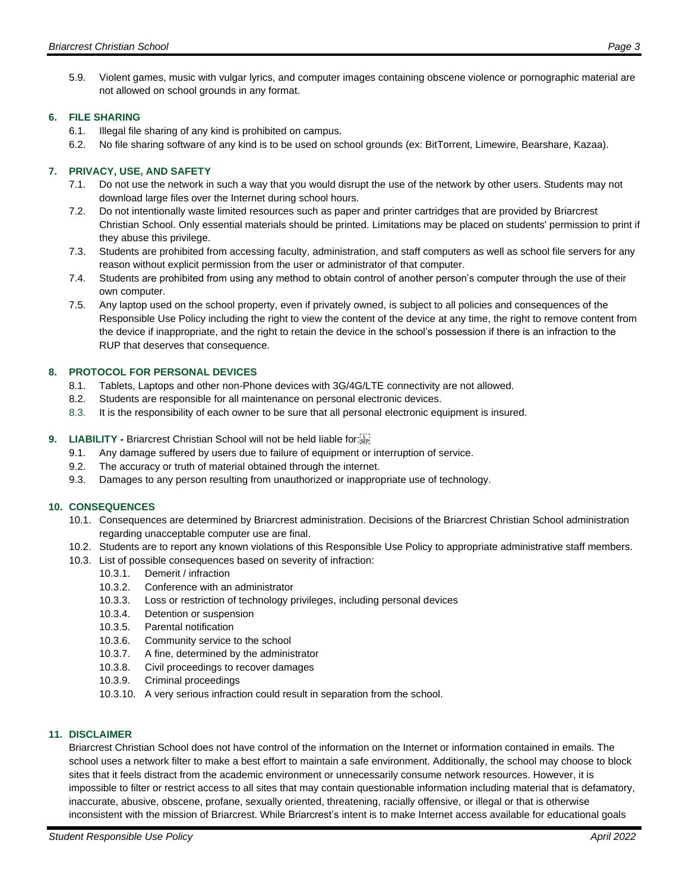5.9. Violent games, music with vulgar lyrics, and computer images containing obscene violence or pornographic material are not allowed on school grounds in any format.

## 6. FILE SHARING

6.1. Illegal file sharing of any kind is prohibited on campus.

6.2. No file sharing software of any kind is to be used on school grounds (ex: BitTorrent, Limewire, Bearshare, Kazaa).

## 7. PRIVACY, USE, AND SAFETY

7.1. Do not use the network in such a way that you would disrupt the use of the network by other users. Students may not download large files over the Internet during school hours.

7.2. Do not intentionally waste limited resources such as paper and printer cartridges that are provided by Briarcrest Christian School. Only essential materials should be printed. Limitations may be placed on students' permission to print if they abuse this privilege.

7.3. Students are prohibited from accessing faculty, administration, and staff computers as well as school file servers for any reason without explicit permission from the user or administrator of that computer.

7.4. Students are prohibited from using any method to obtain control of another person's computer through the use of their own computer.

7.5. Any laptop used on the school property, even if privately owned, is subject to all policies and consequences of the Responsible Use Policy including the right to view the content of the device at any time, the right to remove content from the device if inappropriate, and the right to retain the device in the school's possession if there is an infraction to the RUP that deserves that consequence.

## 8. PROTOCOL FOR PERSONAL DEVICES

8.1. Tablets, Laptops and other non-Phone devices with 3G/4G/LTE connectivity are not allowed.

8.2. Students are responsible for all maintenance on personal electronic devices.

8.3. It is the responsibility of each owner to be sure that all personal electronic equipment is insured.

## 9. LIABILITY - Briarcrest Christian School will not be held liable for:

9.1. Any damage suffered by users due to failure of equipment or interruption of service.

9.2. The accuracy or truth of material obtained through the internet.

9.3. Damages to any person resulting from unauthorized or inappropriate use of technology.

## 10. CONSEQUENCES

10.1. Consequences are determined by Briarcrest administration. Decisions of the Briarcrest Christian School administration regarding unacceptable computer use are final.

10.2. Students are to report any known violations of this Responsible Use Policy to appropriate administrative staff members.

10.3. List of possible consequences based on severity of infraction:

- 10.3.1. Demerit / infraction
- 10.3.2. Conference with an administrator
- 10.3.3. Loss or restriction of technology privileges, including personal devices
- 10.3.4. Detention or suspension
- 10.3.5. Parental notification
- 10.3.6. Community service to the school
- 10.3.7. A fine, determined by the administrator
- 10.3.8. Civil proceedings to recover damages
- 10.3.9. Criminal proceedings
- 10.3.10. A very serious infraction could result in separation from the school.

## 11. DISCLAIMER

Briarcrest Christian School does not have control of the information on the Internet or information contained in emails. The school uses a network filter to make a best effort to maintain a safe environment. Additionally, the school may choose to block sites that it feels distract from the academic environment or unnecessarily consume network resources. However, it is impossible to filter or restrict access to all sites that may contain questionable information including material that is defamatory, inaccurate, abusive, obscene, profane, sexually oriented, threatening, racially offensive, or illegal or that is otherwise inconsistent with the mission of Briarcrest. While Briarcrest's intent is to make Internet access available for educational goals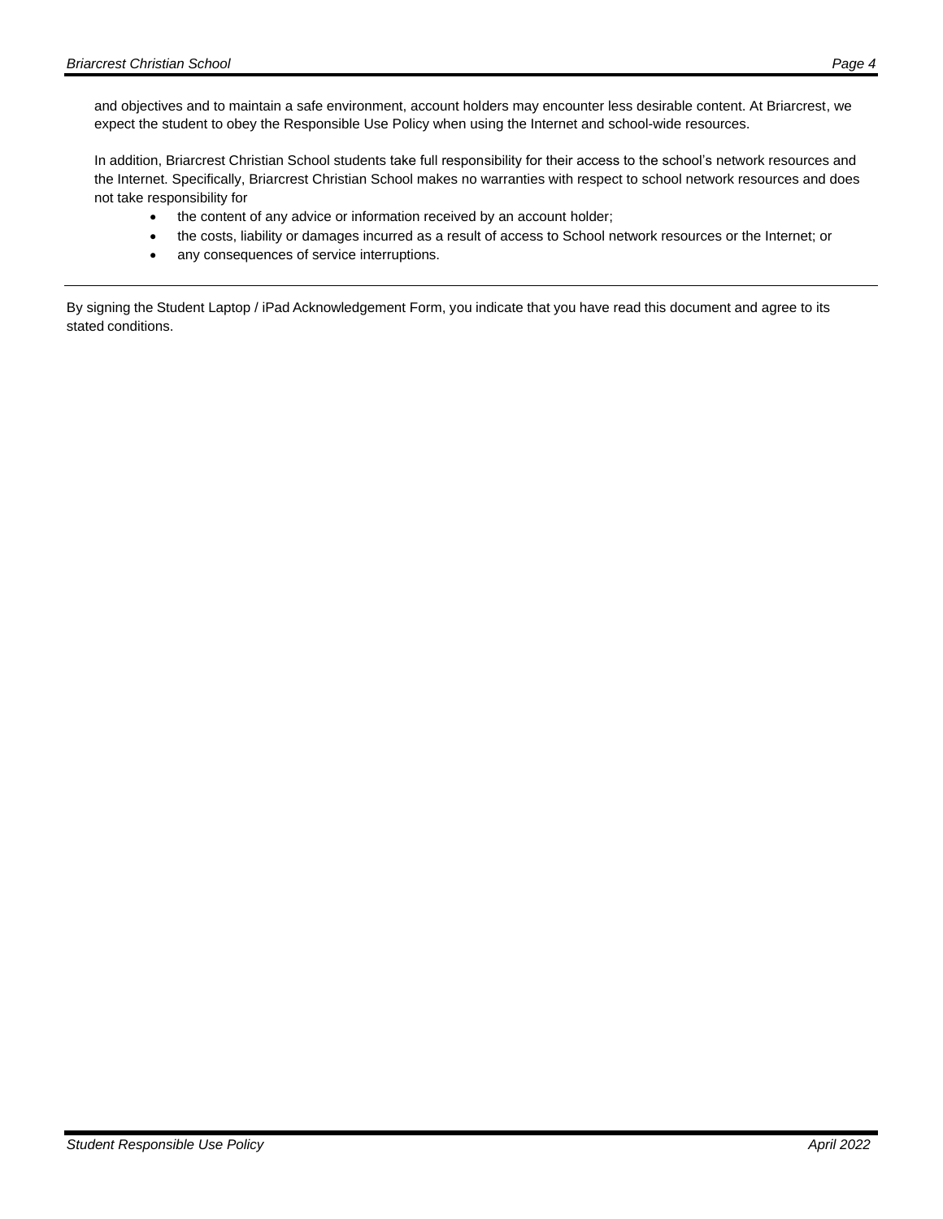and objectives and to maintain a safe environment, account holders may encounter less desirable content. At Briarcrest, we expect the student to obey the Responsible Use Policy when using the Internet and school-wide resources.

In addition, Briarcrest Christian School students take full responsibility for their access to the school's network resources and the Internet. Specifically, Briarcrest Christian School makes no warranties with respect to school network resources and does not take responsibility for

- the content of any advice or information received by an account holder;
- the costs, liability or damages incurred as a result of access to School network resources or the Internet; or
- any consequences of service interruptions.

---

By signing the Student Laptop / iPad Acknowledgement Form, you indicate that you have read this document and agree to its stated conditions.